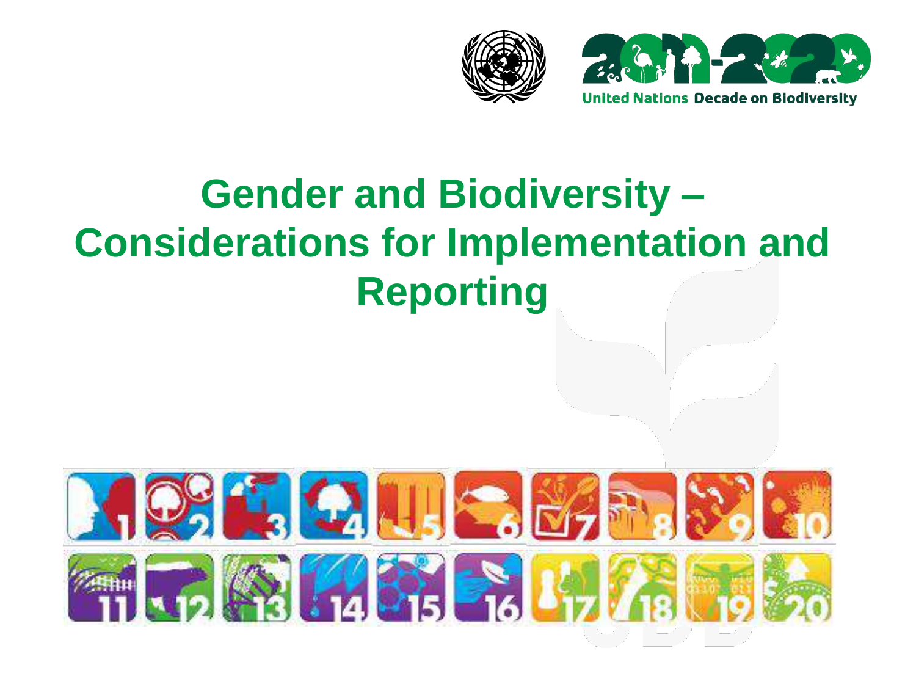United Nations Decade on Biodiversity

# Gender and Biodiversity – Considerations for Implementation and Reporting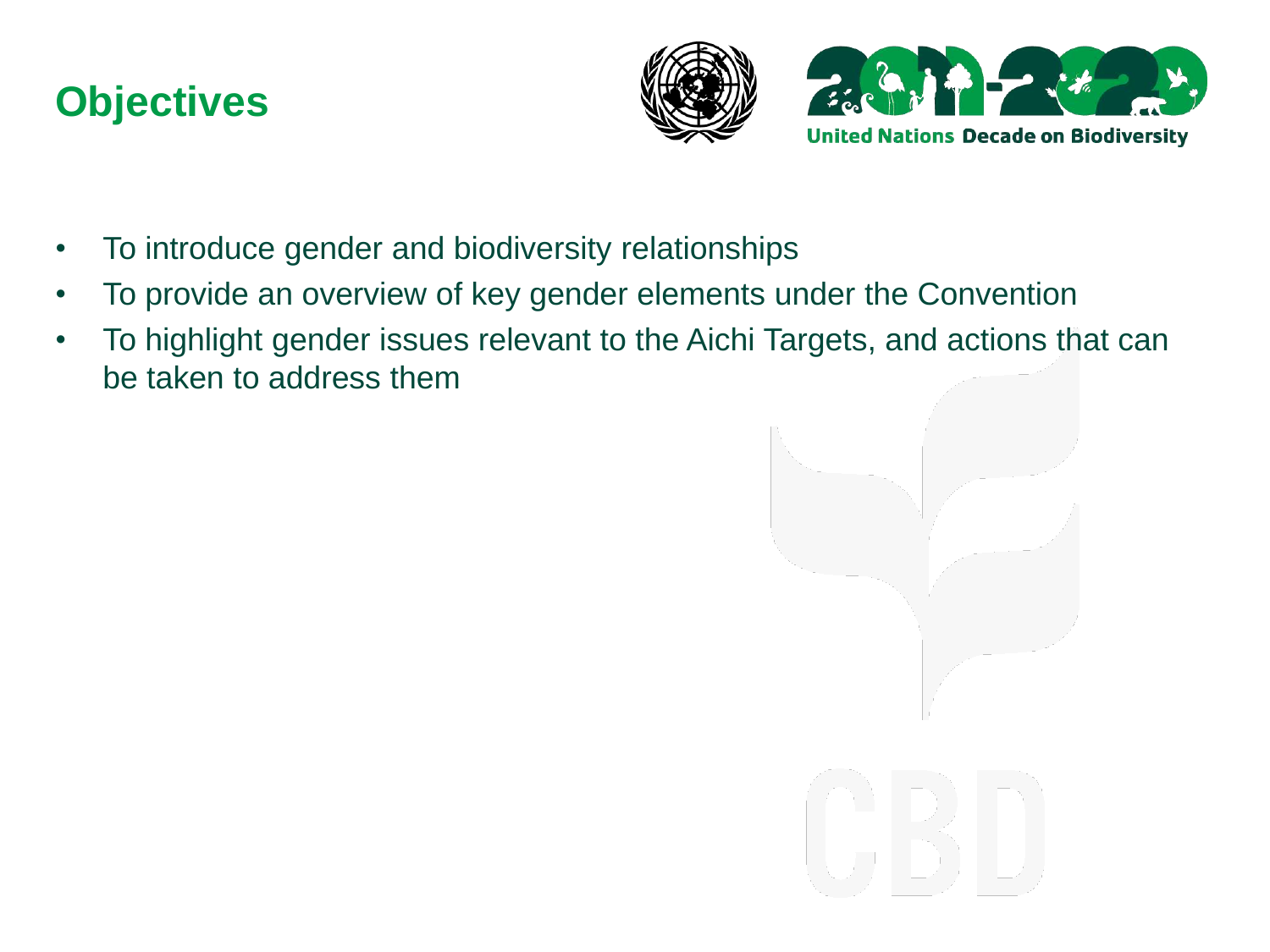# Objectives

- To introduce gender and biodiversity relationships
- To provide an overview of key gender elements under the Convention
- To highlight gender issues relevant to the Aichi Targets, and actions that can be taken to address them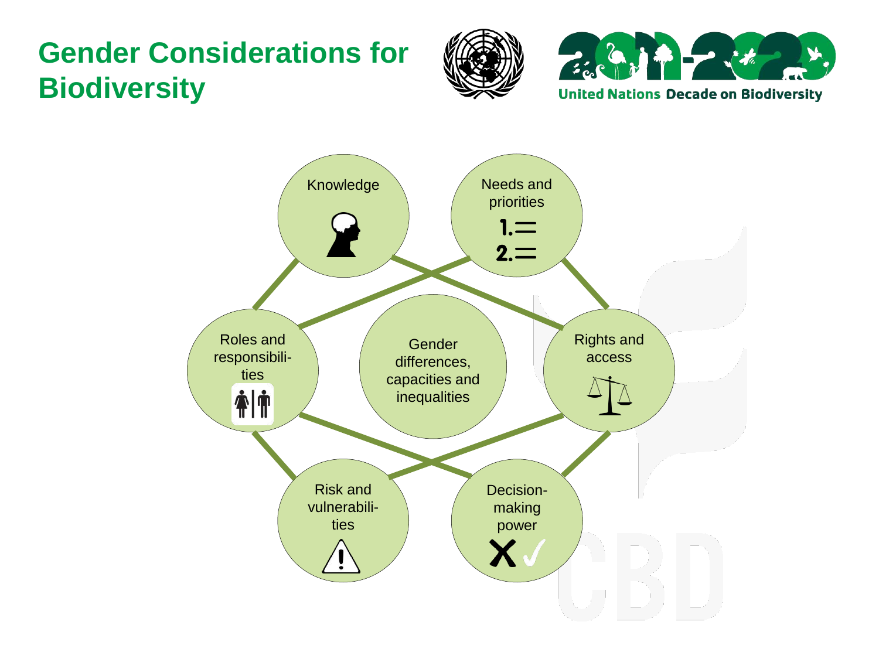# Gender Considerations for Biodiversity

United Nations Decade on Biodiversity

Knowledge

Needs and priorities

Roles and responsibilities

Gender differences, capacities and inequalities

Rights and access

Risk and vulnerabilities

Decision-making power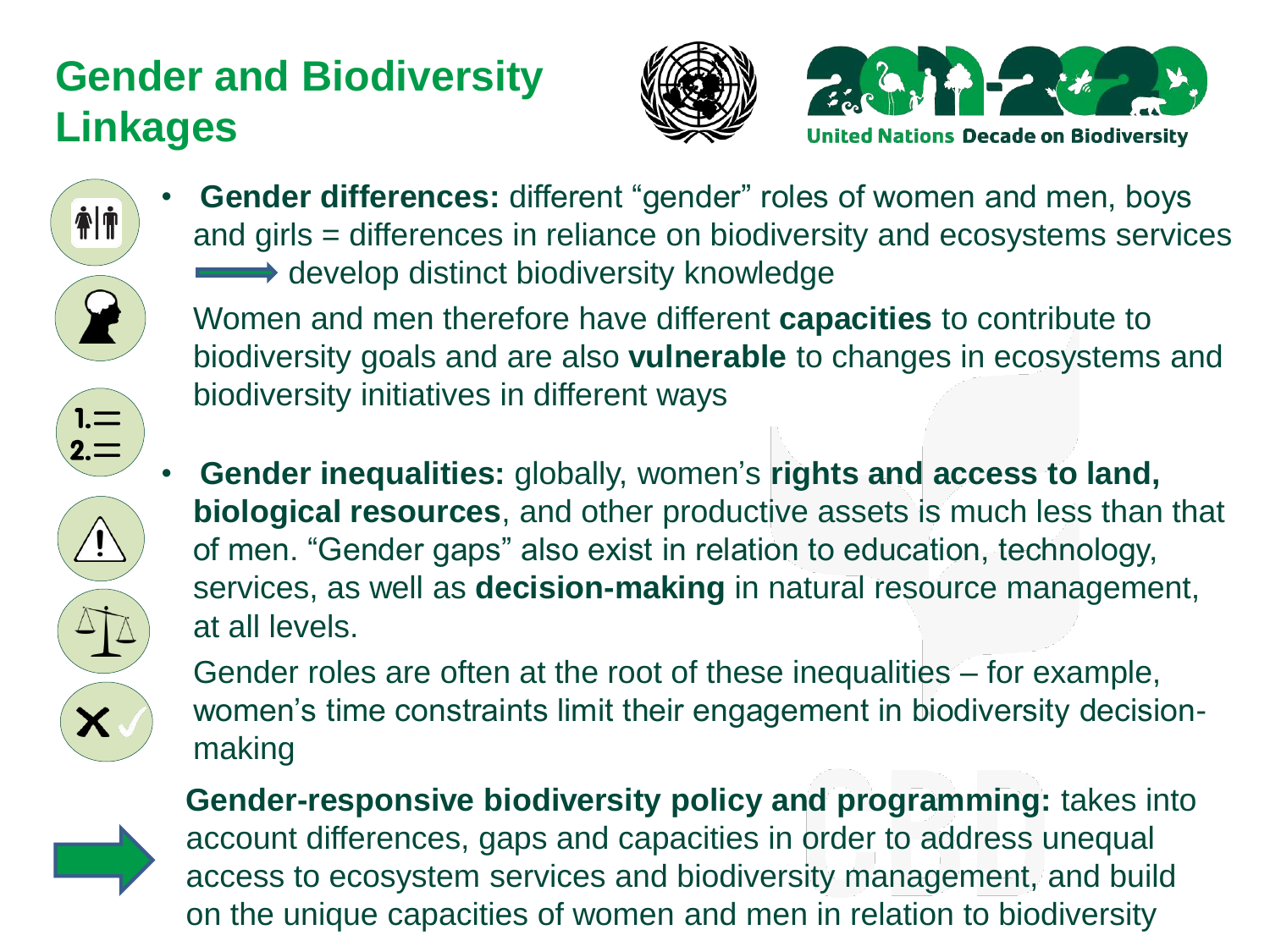# Gender and Biodiversity Linkages

United Nations Decade on Biodiversity

- **Gender differences:** different "gender" roles of women and men, boys and girls = differences in reliance on biodiversity and ecosystems services → develop distinct biodiversity knowledge

  Women and men therefore have different **capacities** to contribute to biodiversity goals and are also **vulnerable** to changes in ecosystems and biodiversity initiatives in different ways

- **Gender inequalities:** globally, women's **rights and access to land, biological resources**, and other productive assets is much less than that of men. "Gender gaps" also exist in relation to education, technology, services, as well as **decision-making** in natural resource management, at all levels.

  Gender roles are often at the root of these inequalities – for example, women's time constraints limit their engagement in biodiversity decision-making

**Gender-responsive biodiversity policy and programming:** takes into account differences, gaps and capacities in order to address unequal access to ecosystem services and biodiversity management, and build on the unique capacities of women and men in relation to biodiversity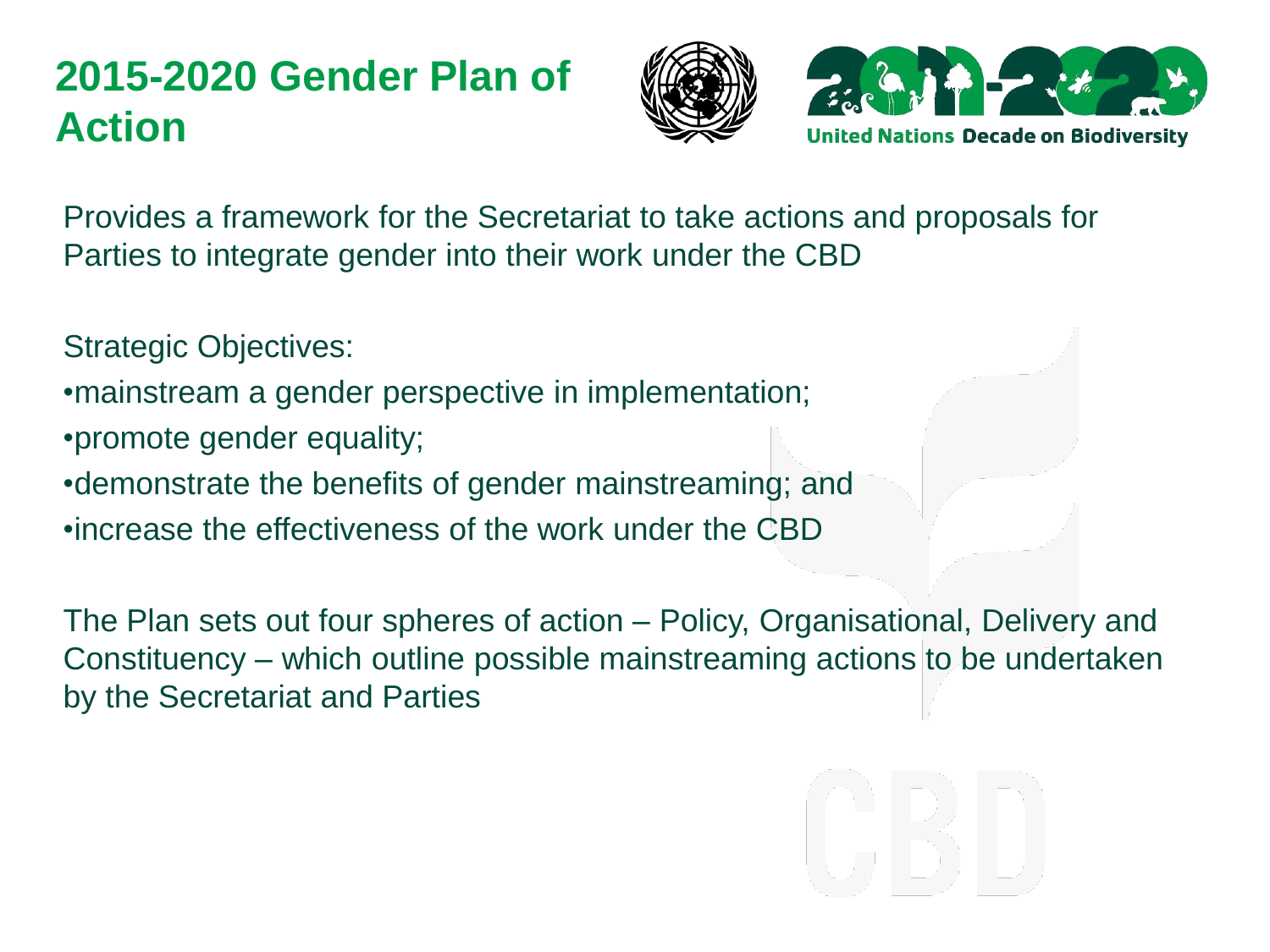# 2015-2020 Gender Plan of Action

Provides a framework for the Secretariat to take actions and proposals for Parties to integrate gender into their work under the CBD

Strategic Objectives:

- mainstream a gender perspective in implementation;
- promote gender equality;
- demonstrate the benefits of gender mainstreaming; and
- increase the effectiveness of the work under the CBD

The Plan sets out four spheres of action – Policy, Organisational, Delivery and Constituency – which outline possible mainstreaming actions to be undertaken by the Secretariat and Parties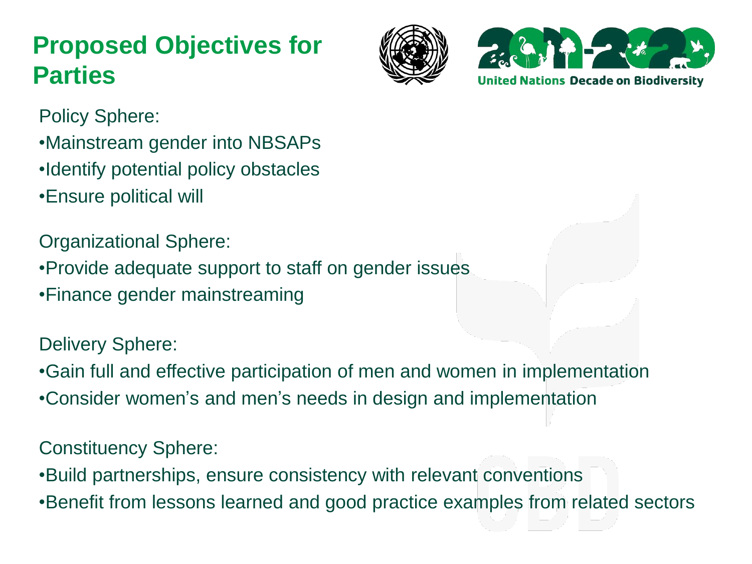# Proposed Objectives for Parties

Policy Sphere:

- Mainstream gender into NBSAPs
- Identify potential policy obstacles
- Ensure political will

Organizational Sphere:

- Provide adequate support to staff on gender issues
- Finance gender mainstreaming

Delivery Sphere:

- Gain full and effective participation of men and women in implementation
- Consider women's and men's needs in design and implementation

Constituency Sphere:

- Build partnerships, ensure consistency with relevant conventions
- Benefit from lessons learned and good practice examples from related sectors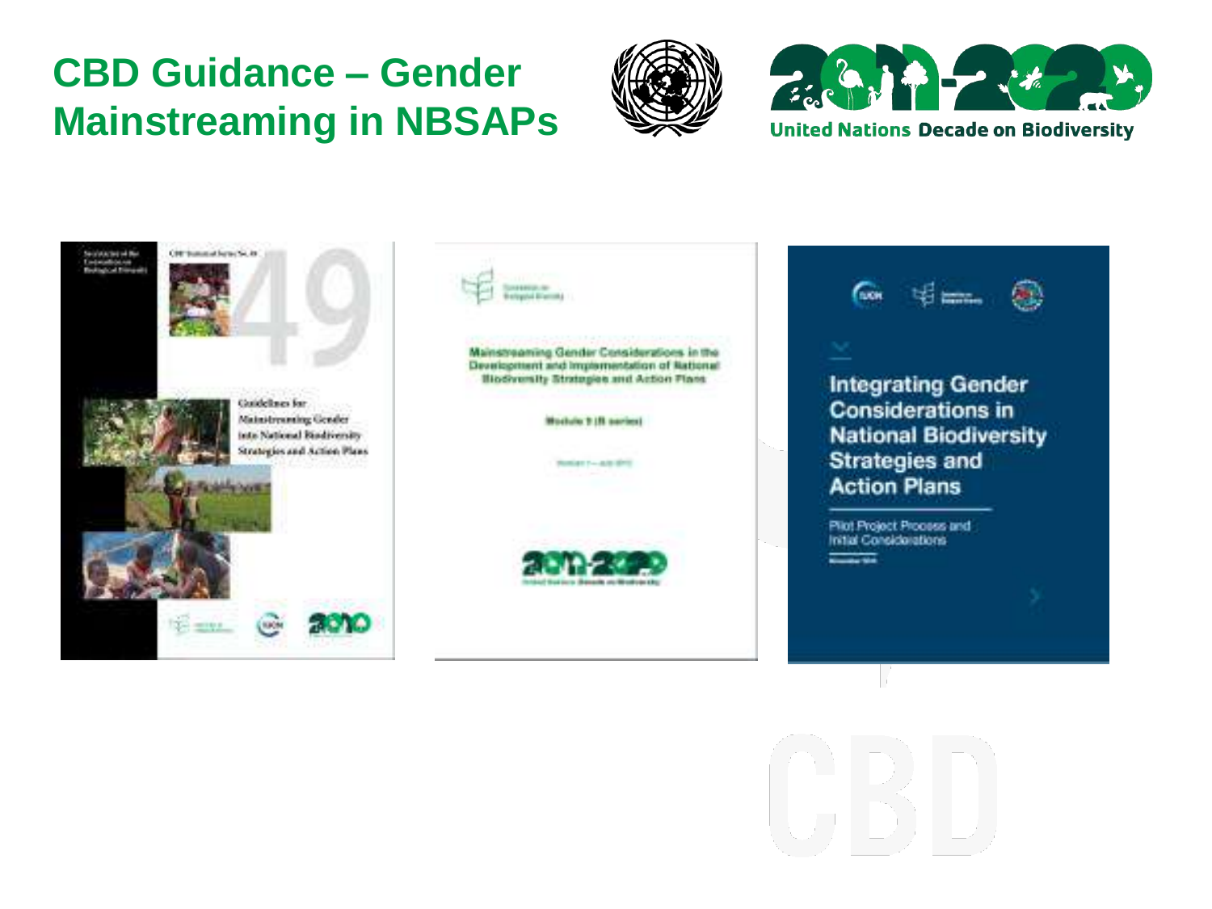# CBD Guidance – Gender Mainstreaming in NBSAPs

United Nations Decade on Biodiversity

Guidelines for Mainstreaming Gender into National Biodiversity Strategies and Action Plans

Mainstreaming Gender Considerations in the Development and Implementation of National Biodiversity Strategies and Action Plans

Module 9 (B series)

Integrating Gender Considerations in National Biodiversity Strategies and Action Plans

Pilot Project Process and Initial Considerations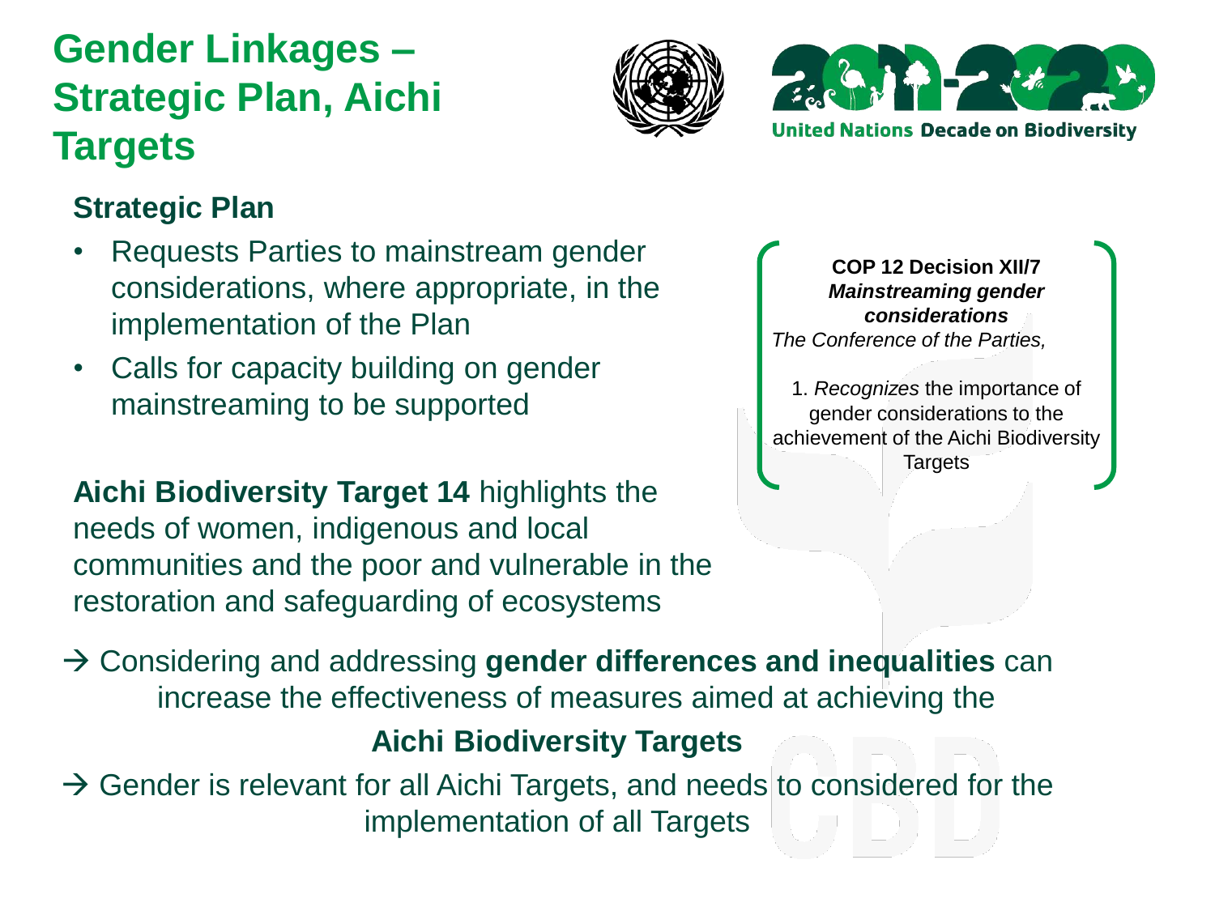# Gender Linkages – Strategic Plan, Aichi Targets

United Nations Decade on Biodiversity

## Strategic Plan

- Requests Parties to mainstream gender considerations, where appropriate, in the implementation of the Plan
- Calls for capacity building on gender mainstreaming to be supported

**Aichi Biodiversity Target 14** highlights the needs of women, indigenous and local communities and the poor and vulnerable in the restoration and safeguarding of ecosystems

> **COP 12 Decision XII/7**
> ***Mainstreaming gender considerations***
> *The Conference of the Parties,*
>
> 1. *Recognizes* the importance of gender considerations to the achievement of the Aichi Biodiversity Targets

→ Considering and addressing **gender differences and inequalities** can increase the effectiveness of measures aimed at achieving the **Aichi Biodiversity Targets**

→ Gender is relevant for all Aichi Targets, and needs to considered for the implementation of all Targets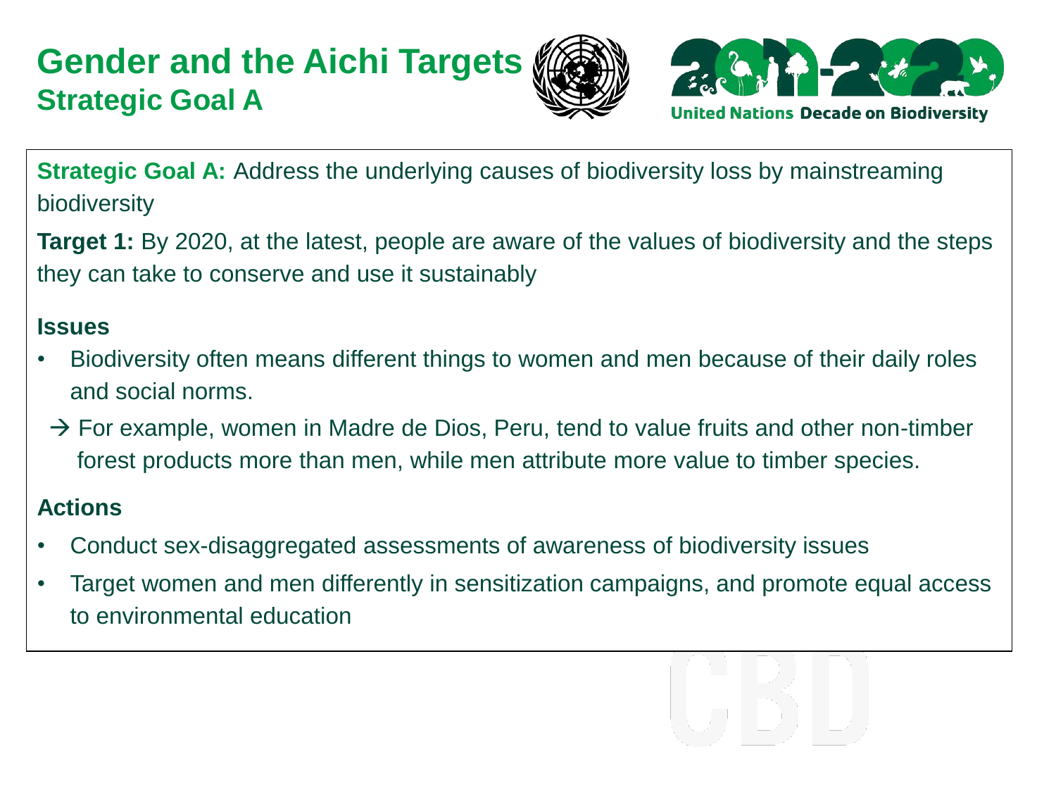# Gender and the Aichi Targets

## Strategic Goal A

**Strategic Goal A:** Address the underlying causes of biodiversity loss by mainstreaming biodiversity

**Target 1:** By 2020, at the latest, people are aware of the values of biodiversity and the steps they can take to conserve and use it sustainably

**Issues**

- Biodiversity often means different things to women and men because of their daily roles and social norms.

→ For example, women in Madre de Dios, Peru, tend to value fruits and other non-timber forest products more than men, while men attribute more value to timber species.

**Actions**

- Conduct sex-disaggregated assessments of awareness of biodiversity issues
- Target women and men differently in sensitization campaigns, and promote equal access to environmental education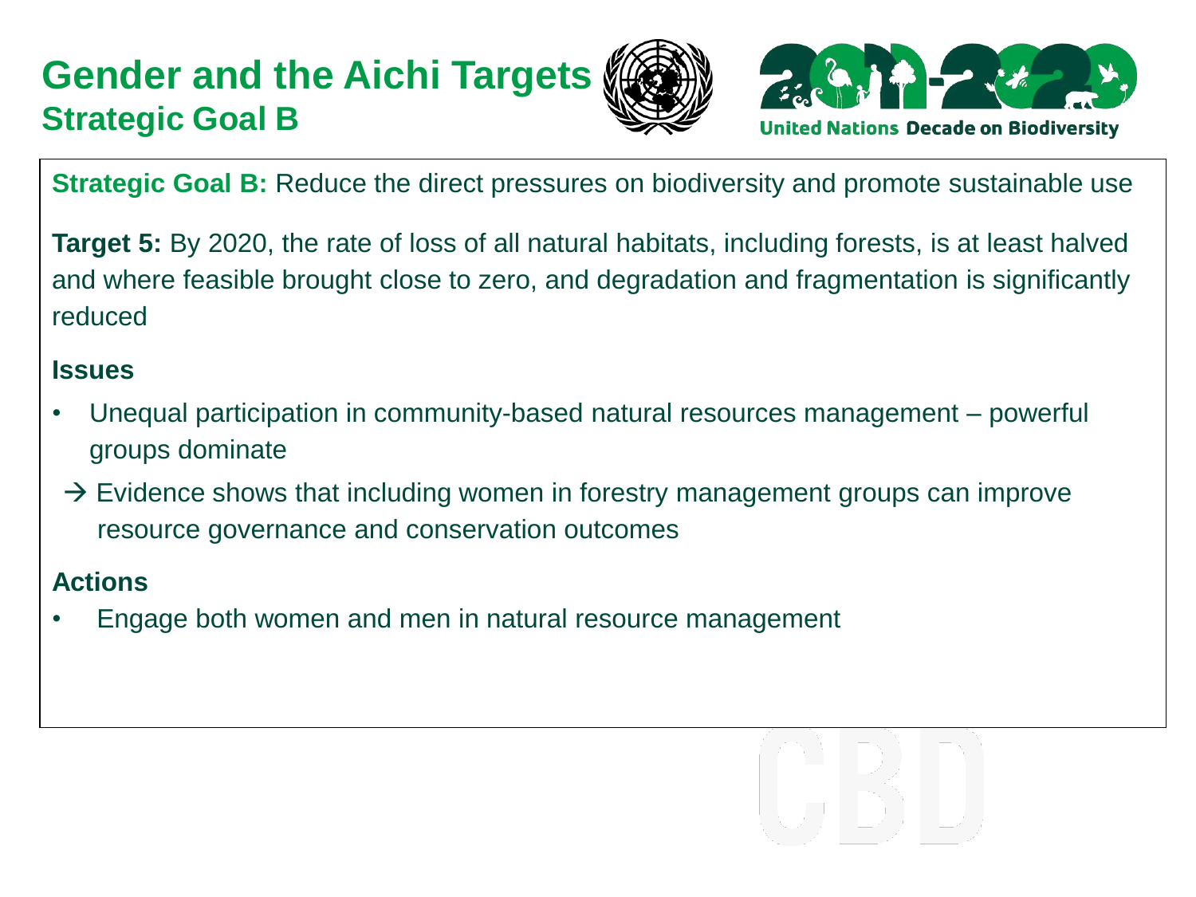# Gender and the Aichi Targets
## Strategic Goal B

**Strategic Goal B:** Reduce the direct pressures on biodiversity and promote sustainable use

**Target 5:** By 2020, the rate of loss of all natural habitats, including forests, is at least halved and where feasible brought close to zero, and degradation and fragmentation is significantly reduced

**Issues**

- Unequal participation in community-based natural resources management – powerful groups dominate

→ Evidence shows that including women in forestry management groups can improve resource governance and conservation outcomes

**Actions**

- Engage both women and men in natural resource management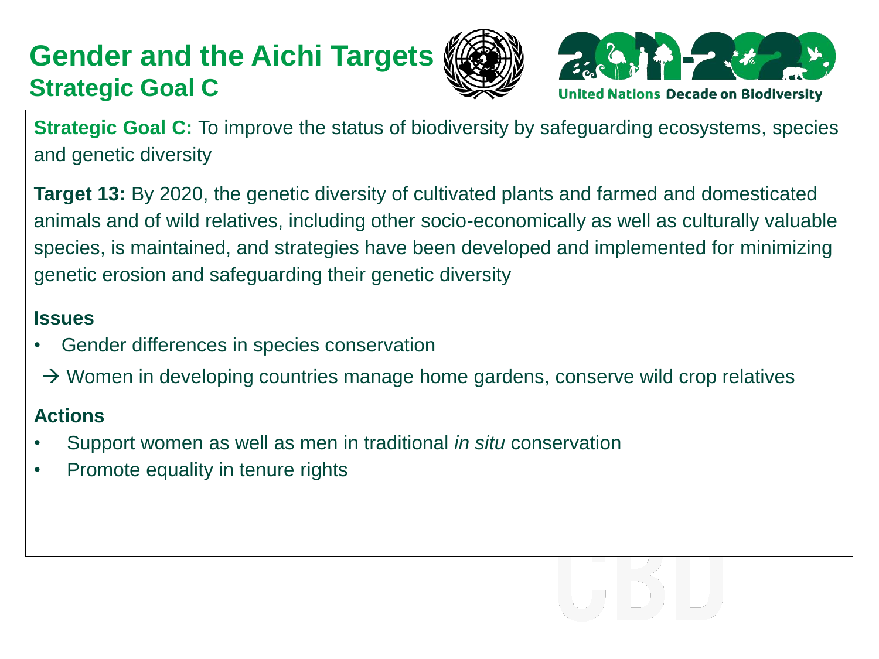# Gender and the Aichi Targets
## Strategic Goal C

**Strategic Goal C:** To improve the status of biodiversity by safeguarding ecosystems, species and genetic diversity

**Target 13:** By 2020, the genetic diversity of cultivated plants and farmed and domesticated animals and of wild relatives, including other socio-economically as well as culturally valuable species, is maintained, and strategies have been developed and implemented for minimizing genetic erosion and safeguarding their genetic diversity

**Issues**

- Gender differences in species conservation

→ Women in developing countries manage home gardens, conserve wild crop relatives

**Actions**

- Support women as well as men in traditional *in situ* conservation
- Promote equality in tenure rights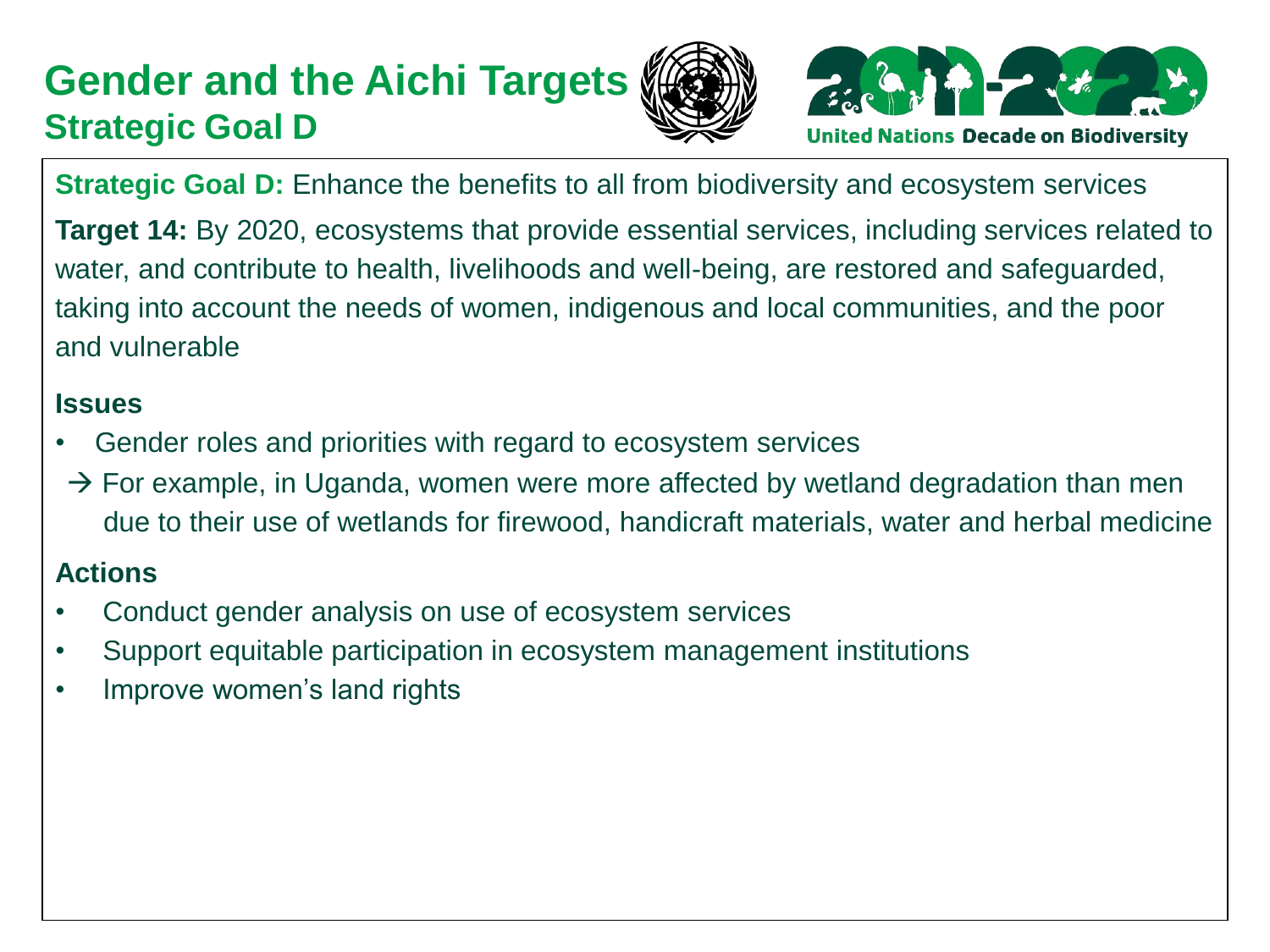# Gender and the Aichi Targets

## Strategic Goal D

United Nations Decade on Biodiversity

**Strategic Goal D:** Enhance the benefits to all from biodiversity and ecosystem services

**Target 14:** By 2020, ecosystems that provide essential services, including services related to water, and contribute to health, livelihoods and well-being, are restored and safeguarded, taking into account the needs of women, indigenous and local communities, and the poor and vulnerable

**Issues**

- Gender roles and priorities with regard to ecosystem services

→ For example, in Uganda, women were more affected by wetland degradation than men due to their use of wetlands for firewood, handicraft materials, water and herbal medicine

**Actions**

- Conduct gender analysis on use of ecosystem services
- Support equitable participation in ecosystem management institutions
- Improve women's land rights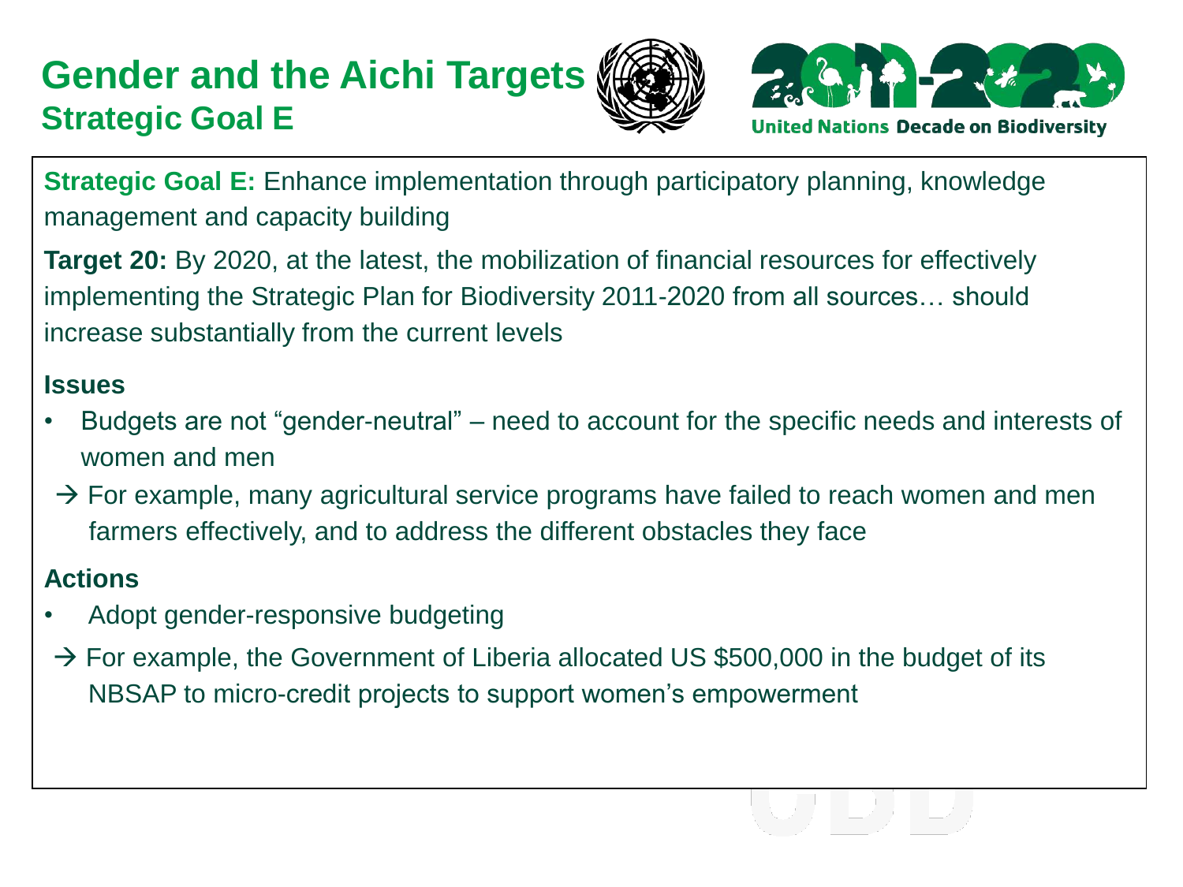# Gender and the Aichi Targets

## Strategic Goal E

**Strategic Goal E:** Enhance implementation through participatory planning, knowledge management and capacity building

**Target 20:** By 2020, at the latest, the mobilization of financial resources for effectively implementing the Strategic Plan for Biodiversity 2011-2020 from all sources… should increase substantially from the current levels

**Issues**

- Budgets are not "gender-neutral" – need to account for the specific needs and interests of women and men

→ For example, many agricultural service programs have failed to reach women and men farmers effectively, and to address the different obstacles they face

**Actions**

- Adopt gender-responsive budgeting

→ For example, the Government of Liberia allocated US $500,000 in the budget of its NBSAP to micro-credit projects to support women's empowerment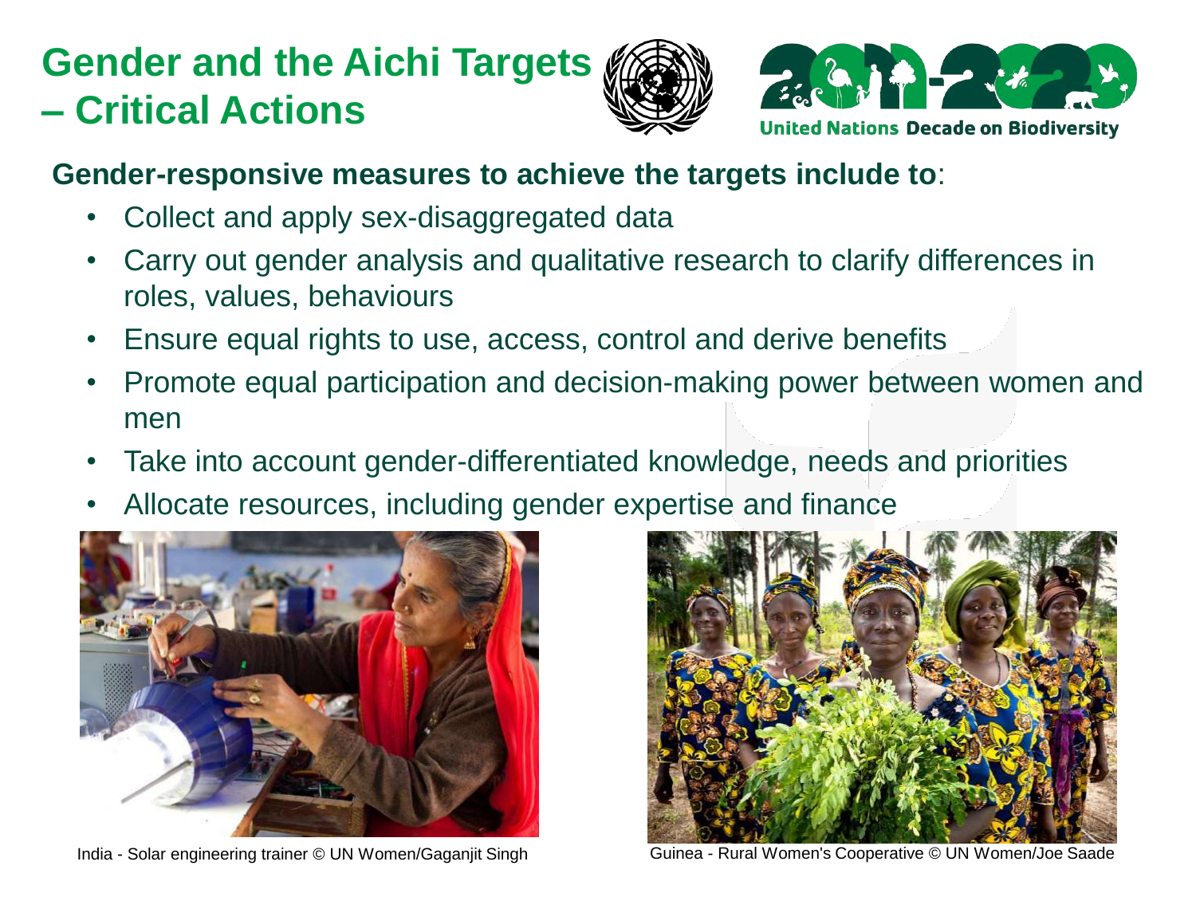# Gender and the Aichi Targets – Critical Actions

United Nations Decade on Biodiversity

**Gender-responsive measures to achieve the targets include to**:

- Collect and apply sex-disaggregated data
- Carry out gender analysis and qualitative research to clarify differences in roles, values, behaviours
- Ensure equal rights to use, access, control and derive benefits
- Promote equal participation and decision-making power between women and men
- Take into account gender-differentiated knowledge, needs and priorities
- Allocate resources, including gender expertise and finance

India - Solar engineering trainer © UN Women/Gaganjit Singh

Guinea - Rural Women's Cooperative © UN Women/Joe Saade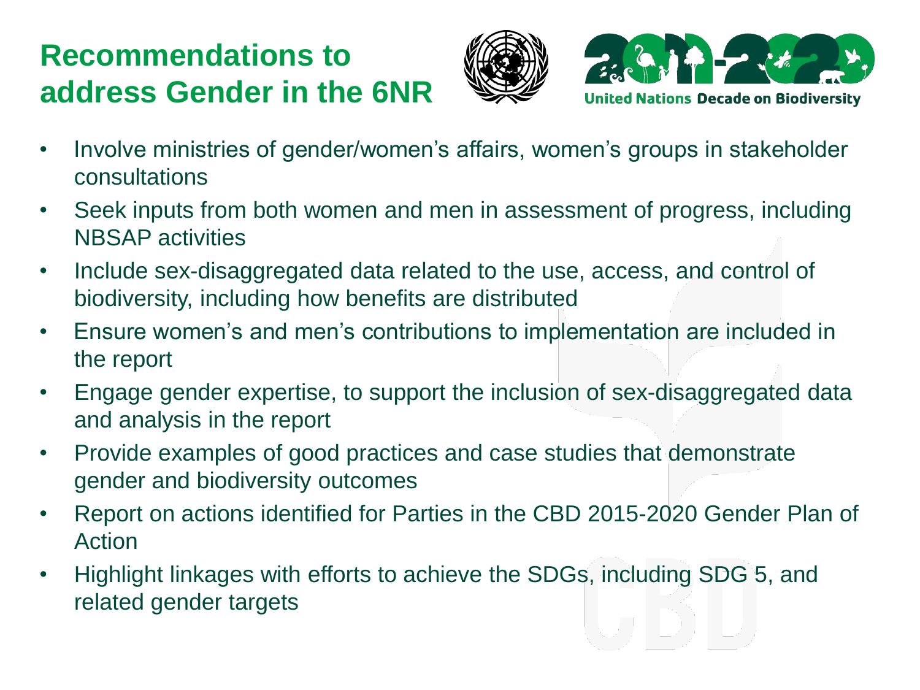# Recommendations to address Gender in the 6NR

United Nations Decade on Biodiversity

- Involve ministries of gender/women's affairs, women's groups in stakeholder consultations
- Seek inputs from both women and men in assessment of progress, including NBSAP activities
- Include sex-disaggregated data related to the use, access, and control of biodiversity, including how benefits are distributed
- Ensure women's and men's contributions to implementation are included in the report
- Engage gender expertise, to support the inclusion of sex-disaggregated data and analysis in the report
- Provide examples of good practices and case studies that demonstrate gender and biodiversity outcomes
- Report on actions identified for Parties in the CBD 2015-2020 Gender Plan of Action
- Highlight linkages with efforts to achieve the SDGs, including SDG 5, and related gender targets